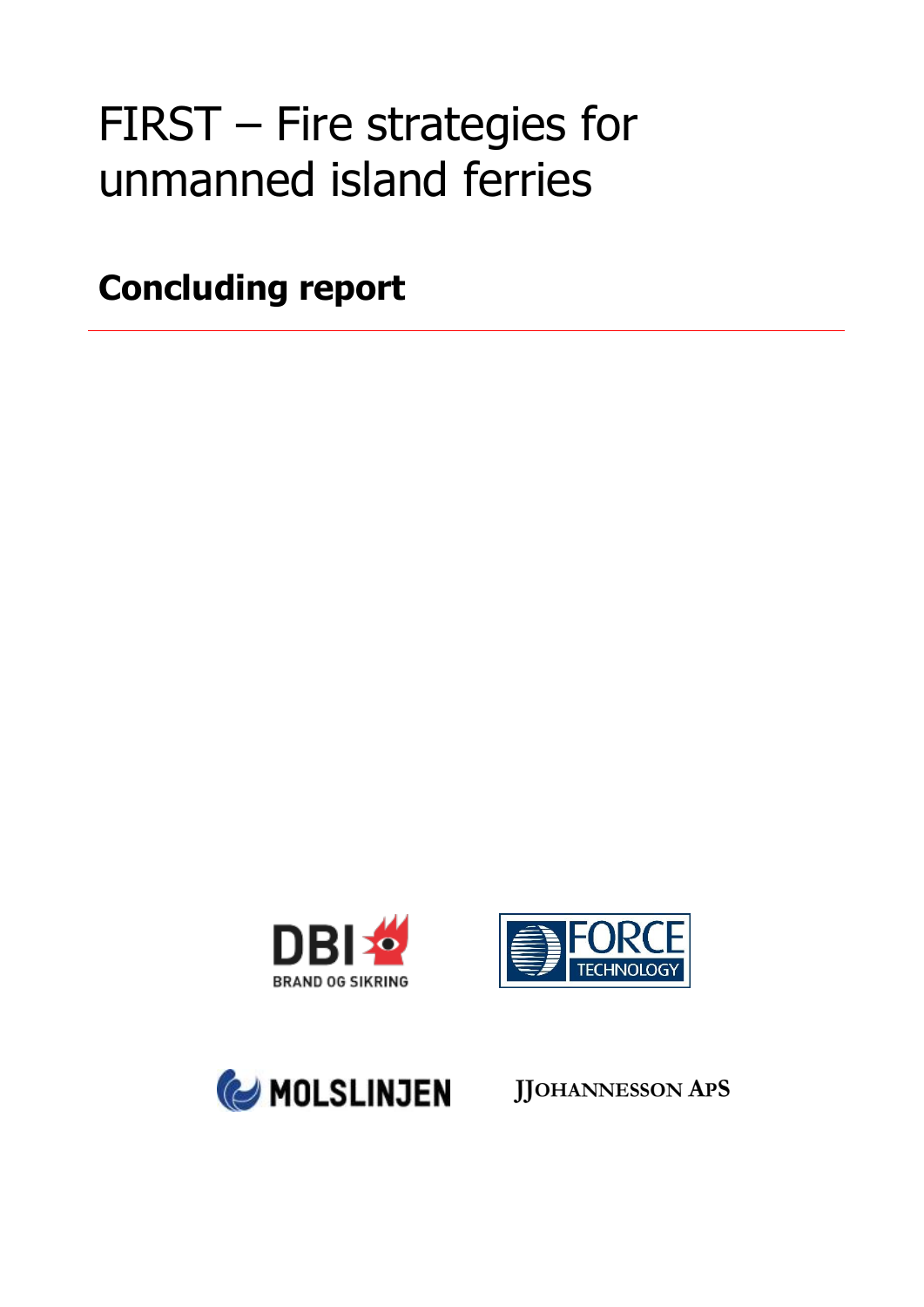# FIRST – Fire strategies for unmanned island ferries

## Concluding report

DBI BRAND OG SIKRING

FORCE TECHNOLOGY

MOLSLINJEN

JJOHANNESSON APS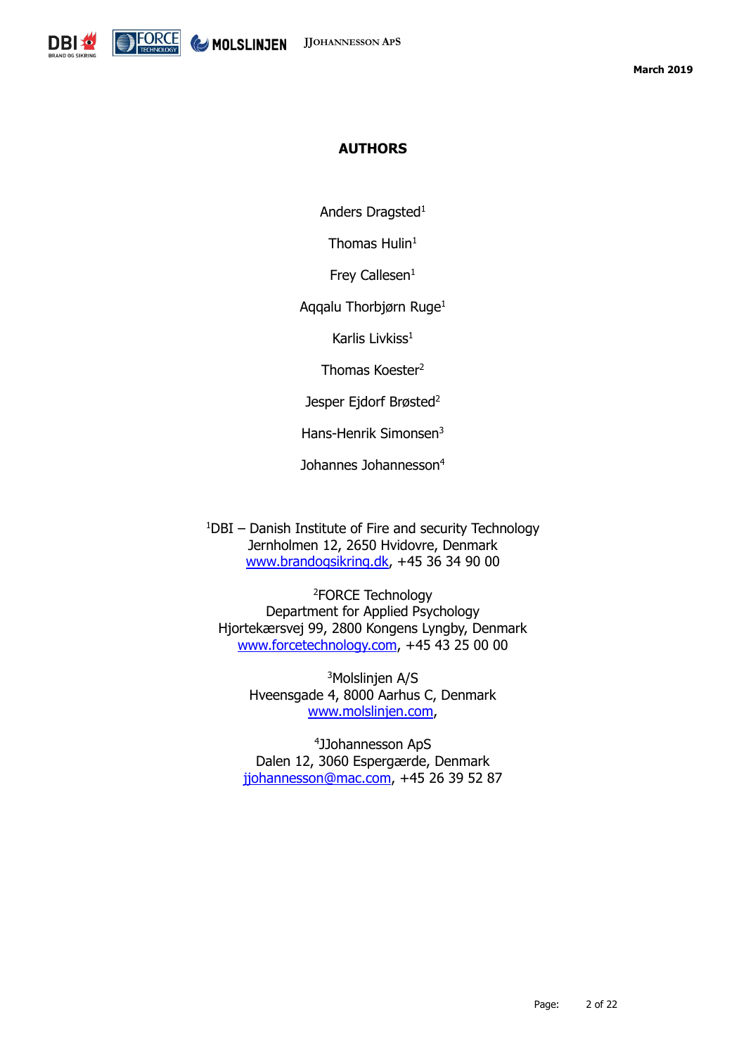# AUTHORS

Anders Dragsted[1]

Thomas Hulin[1]

Frey Callesen[1]

Aqqalu Thorbjørn Ruge[1]

Karlis Livkiss[1]

Thomas Koester[2]

Jesper Ejdorf Brøsted[2]

Hans-Henrik Simonsen[3]

Johannes Johannesson[4]

[1]DBI – Danish Institute of Fire and security Technology
Jernholmen 12, 2650 Hvidovre, Denmark
www.brandogsikring.dk, +45 36 34 90 00

[2]FORCE Technology
Department for Applied Psychology
Hjortekærsvej 99, 2800 Kongens Lyngby, Denmark
www.forcetechnology.com, +45 43 25 00 00

[3]Molslinjen A/S
Hveensgade 4, 8000 Aarhus C, Denmark
www.molslinjen.com,

[4]JJohannesson ApS
Dalen 12, 3060 Espergærde, Denmark
jjohannesson@mac.com, +45 26 39 52 87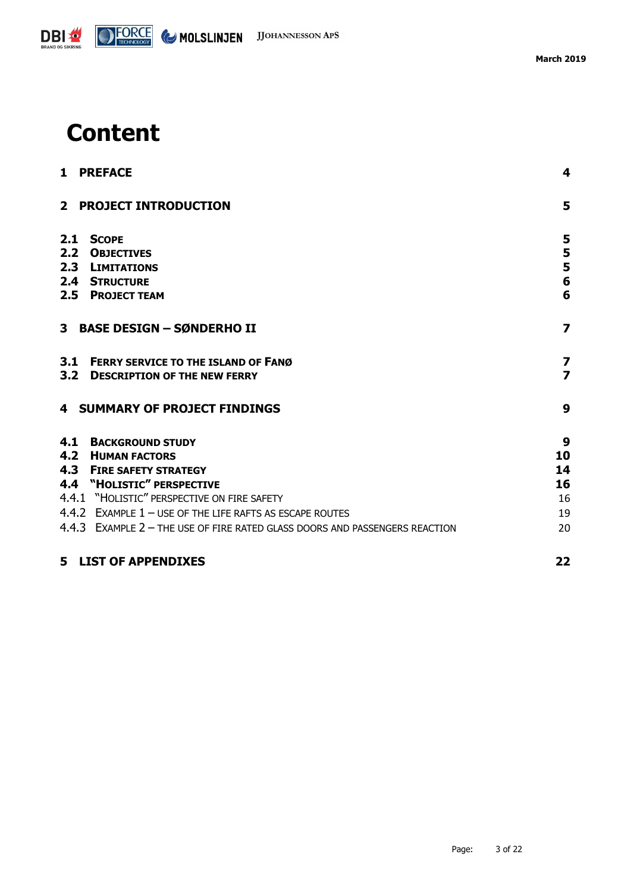# Content

| | |
|---|---|
| **1 PREFACE** | **4** |
| **2 PROJECT INTRODUCTION** | **5** |
| **2.1 SCOPE** | **5** |
| **2.2 OBJECTIVES** | **5** |
| **2.3 LIMITATIONS** | **5** |
| **2.4 STRUCTURE** | **6** |
| **2.5 PROJECT TEAM** | **6** |
| **3 BASE DESIGN – SØNDERHO II** | **7** |
| **3.1 FERRY SERVICE TO THE ISLAND OF FANØ** | **7** |
| **3.2 DESCRIPTION OF THE NEW FERRY** | **7** |
| **4 SUMMARY OF PROJECT FINDINGS** | **9** |
| **4.1 BACKGROUND STUDY** | **9** |
| **4.2 HUMAN FACTORS** | **10** |
| **4.3 FIRE SAFETY STRATEGY** | **14** |
| **4.4 "HOLISTIC" PERSPECTIVE** | **16** |
| 4.4.1 "HOLISTIC" PERSPECTIVE ON FIRE SAFETY | 16 |
| 4.4.2 EXAMPLE 1 – USE OF THE LIFE RAFTS AS ESCAPE ROUTES | 19 |
| 4.4.3 EXAMPLE 2 – THE USE OF FIRE RATED GLASS DOORS AND PASSENGERS REACTION | 20 |
| **5 LIST OF APPENDIXES** | **22** |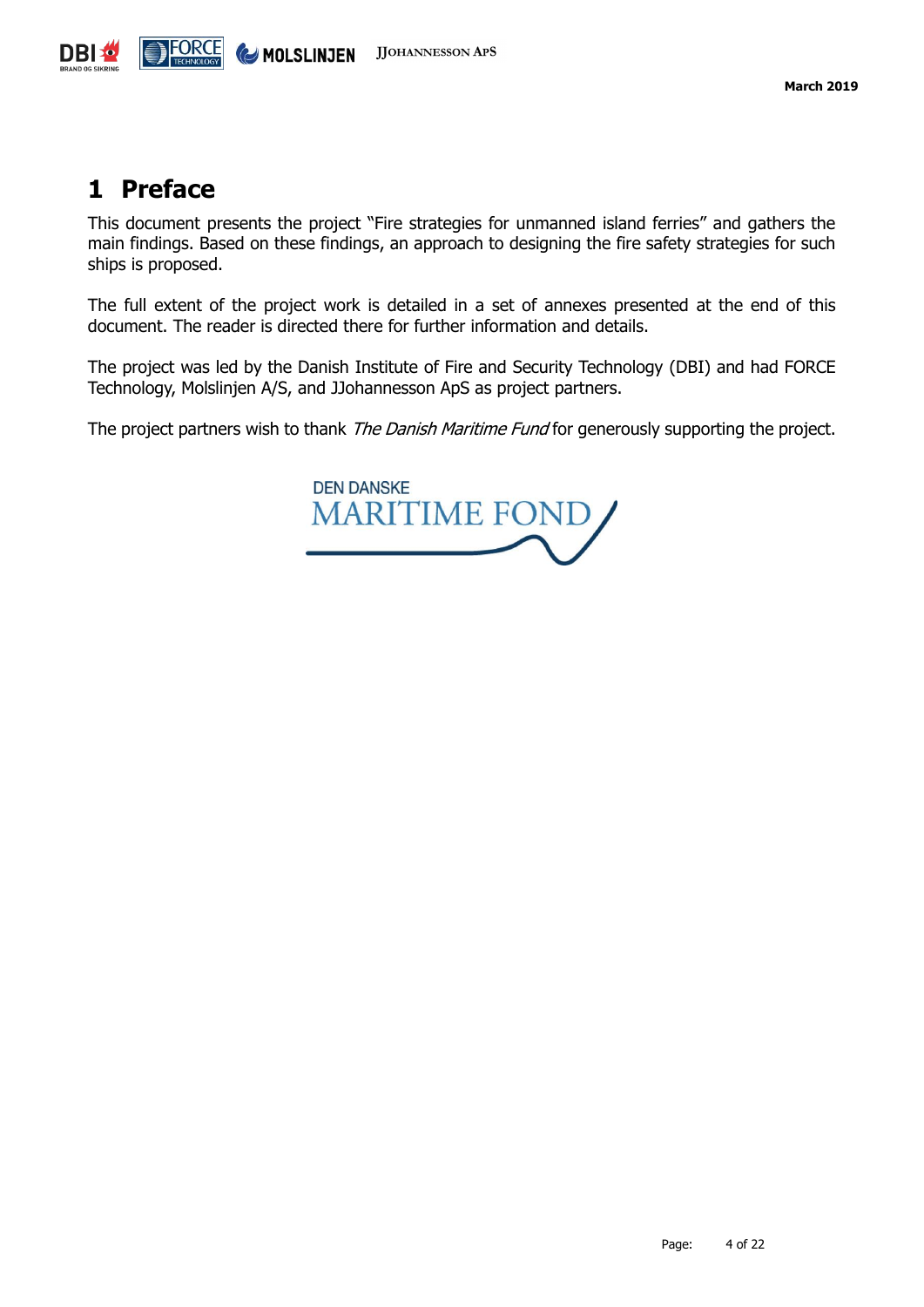# 1 Preface

This document presents the project "Fire strategies for unmanned island ferries" and gathers the main findings. Based on these findings, an approach to designing the fire safety strategies for such ships is proposed.

The full extent of the project work is detailed in a set of annexes presented at the end of this document. The reader is directed there for further information and details.

The project was led by the Danish Institute of Fire and Security Technology (DBI) and had FORCE Technology, Molslinjen A/S, and JJohannesson ApS as project partners.

The project partners wish to thank *The Danish Maritime Fund* for generously supporting the project.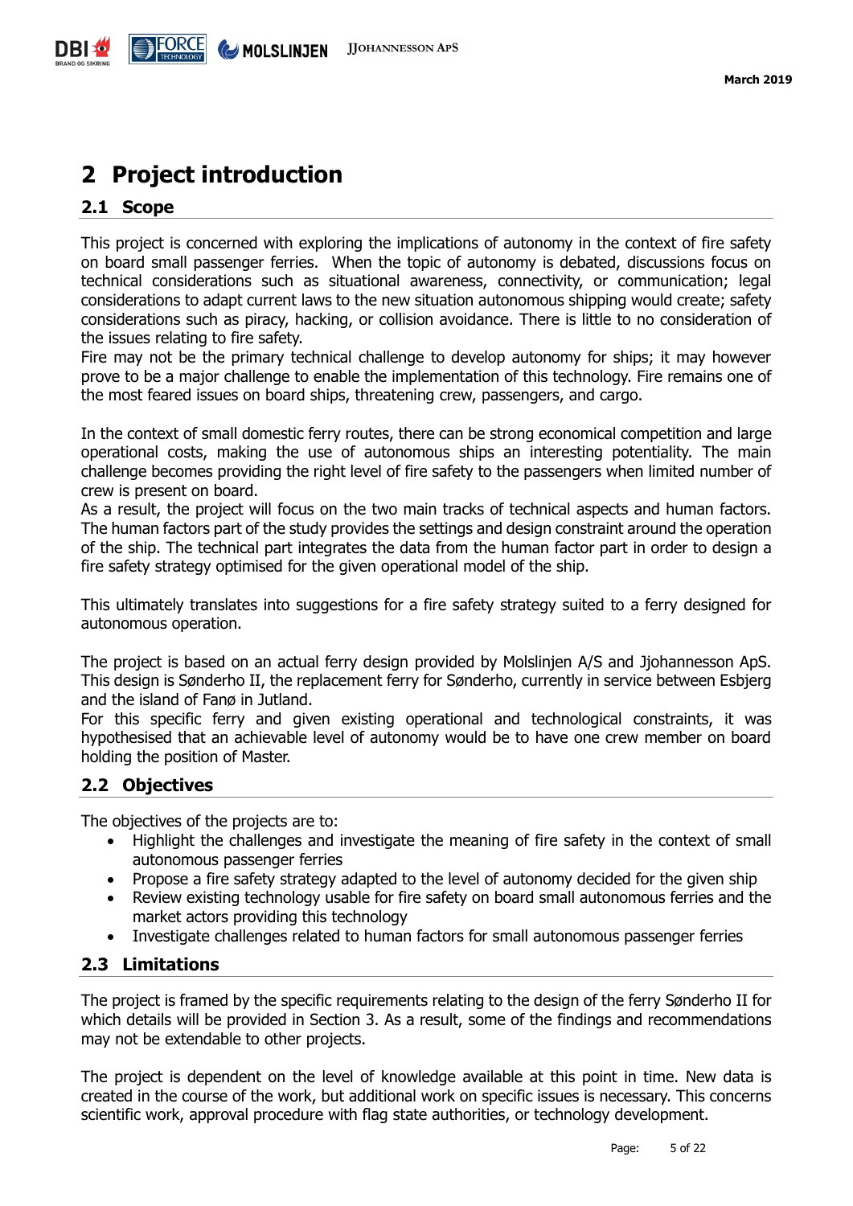# 2 Project introduction

## 2.1 Scope

This project is concerned with exploring the implications of autonomy in the context of fire safety on board small passenger ferries. When the topic of autonomy is debated, discussions focus on technical considerations such as situational awareness, connectivity, or communication; legal considerations to adapt current laws to the new situation autonomous shipping would create; safety considerations such as piracy, hacking, or collision avoidance. There is little to no consideration of the issues relating to fire safety.

Fire may not be the primary technical challenge to develop autonomy for ships; it may however prove to be a major challenge to enable the implementation of this technology. Fire remains one of the most feared issues on board ships, threatening crew, passengers, and cargo.

In the context of small domestic ferry routes, there can be strong economical competition and large operational costs, making the use of autonomous ships an interesting potentiality. The main challenge becomes providing the right level of fire safety to the passengers when limited number of crew is present on board.

As a result, the project will focus on the two main tracks of technical aspects and human factors. The human factors part of the study provides the settings and design constraint around the operation of the ship. The technical part integrates the data from the human factor part in order to design a fire safety strategy optimised for the given operational model of the ship.

This ultimately translates into suggestions for a fire safety strategy suited to a ferry designed for autonomous operation.

The project is based on an actual ferry design provided by Molslinjen A/S and Jjohannesson ApS. This design is Sønderho II, the replacement ferry for Sønderho, currently in service between Esbjerg and the island of Fanø in Jutland.

For this specific ferry and given existing operational and technological constraints, it was hypothesised that an achievable level of autonomy would be to have one crew member on board holding the position of Master.

## 2.2 Objectives

The objectives of the projects are to:

- Highlight the challenges and investigate the meaning of fire safety in the context of small autonomous passenger ferries
- Propose a fire safety strategy adapted to the level of autonomy decided for the given ship
- Review existing technology usable for fire safety on board small autonomous ferries and the market actors providing this technology
- Investigate challenges related to human factors for small autonomous passenger ferries

## 2.3 Limitations

The project is framed by the specific requirements relating to the design of the ferry Sønderho II for which details will be provided in Section 3. As a result, some of the findings and recommendations may not be extendable to other projects.

The project is dependent on the level of knowledge available at this point in time. New data is created in the course of the work, but additional work on specific issues is necessary. This concerns scientific work, approval procedure with flag state authorities, or technology development.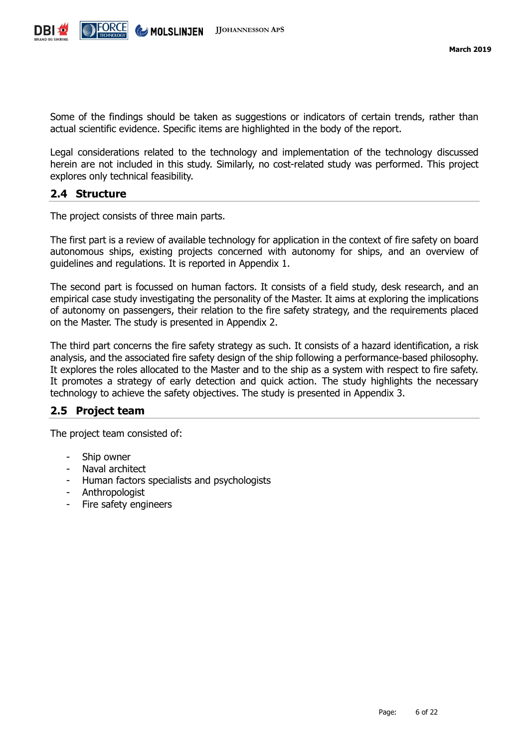Some of the findings should be taken as suggestions or indicators of certain trends, rather than actual scientific evidence. Specific items are highlighted in the body of the report.

Legal considerations related to the technology and implementation of the technology discussed herein are not included in this study. Similarly, no cost-related study was performed. This project explores only technical feasibility.

## 2.4 Structure

The project consists of three main parts.

The first part is a review of available technology for application in the context of fire safety on board autonomous ships, existing projects concerned with autonomy for ships, and an overview of guidelines and regulations. It is reported in Appendix 1.

The second part is focussed on human factors. It consists of a field study, desk research, and an empirical case study investigating the personality of the Master. It aims at exploring the implications of autonomy on passengers, their relation to the fire safety strategy, and the requirements placed on the Master. The study is presented in Appendix 2.

The third part concerns the fire safety strategy as such. It consists of a hazard identification, a risk analysis, and the associated fire safety design of the ship following a performance-based philosophy. It explores the roles allocated to the Master and to the ship as a system with respect to fire safety. It promotes a strategy of early detection and quick action. The study highlights the necessary technology to achieve the safety objectives. The study is presented in Appendix 3.

## 2.5 Project team

The project team consisted of:

- Ship owner
- Naval architect
- Human factors specialists and psychologists
- Anthropologist
- Fire safety engineers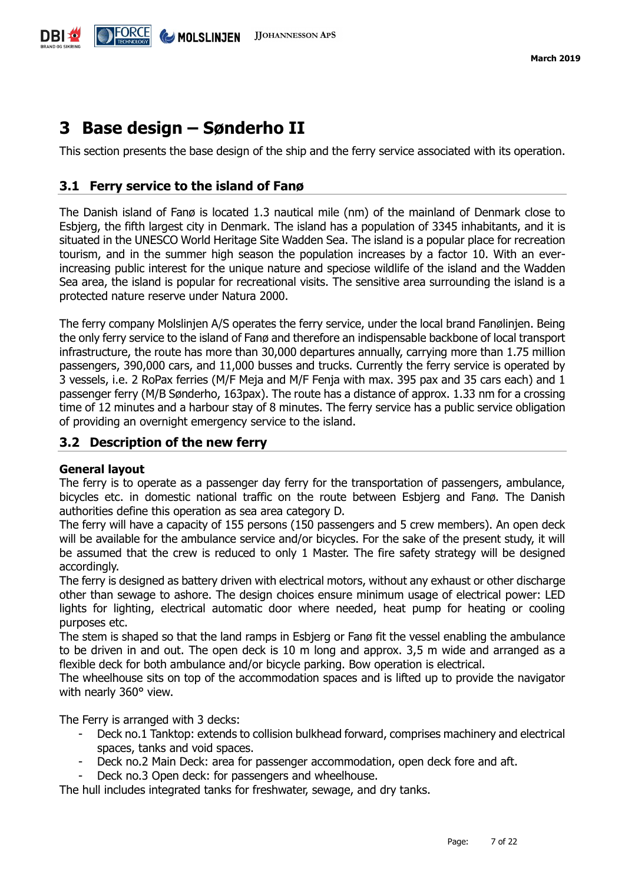# 3 Base design – Sønderho II

This section presents the base design of the ship and the ferry service associated with its operation.

## 3.1 Ferry service to the island of Fanø

The Danish island of Fanø is located 1.3 nautical mile (nm) of the mainland of Denmark close to Esbjerg, the fifth largest city in Denmark. The island has a population of 3345 inhabitants, and it is situated in the UNESCO World Heritage Site Wadden Sea. The island is a popular place for recreation tourism, and in the summer high season the population increases by a factor 10. With an ever-increasing public interest for the unique nature and speciose wildlife of the island and the Wadden Sea area, the island is popular for recreational visits. The sensitive area surrounding the island is a protected nature reserve under Natura 2000.

The ferry company Molslinjen A/S operates the ferry service, under the local brand Fanølinjen. Being the only ferry service to the island of Fanø and therefore an indispensable backbone of local transport infrastructure, the route has more than 30,000 departures annually, carrying more than 1.75 million passengers, 390,000 cars, and 11,000 busses and trucks. Currently the ferry service is operated by 3 vessels, i.e. 2 RoPax ferries (M/F Meja and M/F Fenja with max. 395 pax and 35 cars each) and 1 passenger ferry (M/B Sønderho, 163pax). The route has a distance of approx. 1.33 nm for a crossing time of 12 minutes and a harbour stay of 8 minutes. The ferry service has a public service obligation of providing an overnight emergency service to the island.

## 3.2 Description of the new ferry

**General layout**

The ferry is to operate as a passenger day ferry for the transportation of passengers, ambulance, bicycles etc. in domestic national traffic on the route between Esbjerg and Fanø. The Danish authorities define this operation as sea area category D.

The ferry will have a capacity of 155 persons (150 passengers and 5 crew members). An open deck will be available for the ambulance service and/or bicycles. For the sake of the present study, it will be assumed that the crew is reduced to only 1 Master. The fire safety strategy will be designed accordingly.

The ferry is designed as battery driven with electrical motors, without any exhaust or other discharge other than sewage to ashore. The design choices ensure minimum usage of electrical power: LED lights for lighting, electrical automatic door where needed, heat pump for heating or cooling purposes etc.

The stem is shaped so that the land ramps in Esbjerg or Fanø fit the vessel enabling the ambulance to be driven in and out. The open deck is 10 m long and approx. 3,5 m wide and arranged as a flexible deck for both ambulance and/or bicycle parking. Bow operation is electrical.

The wheelhouse sits on top of the accommodation spaces and is lifted up to provide the navigator with nearly 360° view.

The Ferry is arranged with 3 decks:

- Deck no.1 Tanktop: extends to collision bulkhead forward, comprises machinery and electrical spaces, tanks and void spaces.
- Deck no.2 Main Deck: area for passenger accommodation, open deck fore and aft.
- Deck no.3 Open deck: for passengers and wheelhouse.

The hull includes integrated tanks for freshwater, sewage, and dry tanks.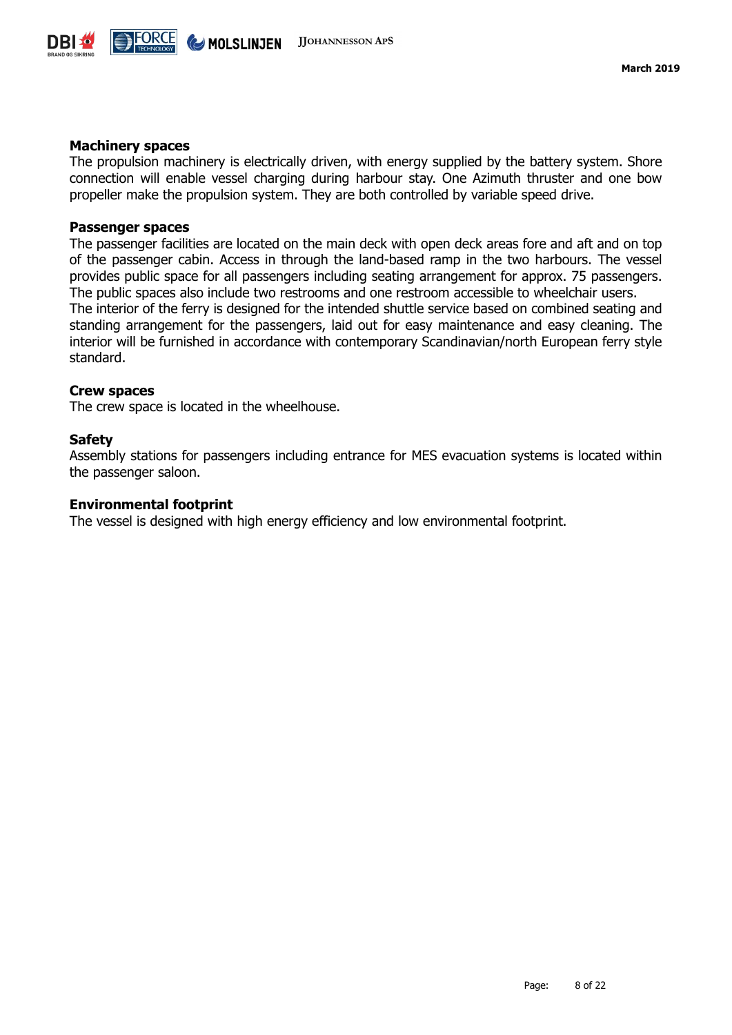**Machinery spaces**

The propulsion machinery is electrically driven, with energy supplied by the battery system. Shore connection will enable vessel charging during harbour stay. One Azimuth thruster and one bow propeller make the propulsion system. They are both controlled by variable speed drive.

**Passenger spaces**

The passenger facilities are located on the main deck with open deck areas fore and aft and on top of the passenger cabin. Access in through the land-based ramp in the two harbours. The vessel provides public space for all passengers including seating arrangement for approx. 75 passengers. The public spaces also include two restrooms and one restroom accessible to wheelchair users.
The interior of the ferry is designed for the intended shuttle service based on combined seating and standing arrangement for the passengers, laid out for easy maintenance and easy cleaning. The interior will be furnished in accordance with contemporary Scandinavian/north European ferry style standard.

**Crew spaces**

The crew space is located in the wheelhouse.

**Safety**

Assembly stations for passengers including entrance for MES evacuation systems is located within the passenger saloon.

**Environmental footprint**

The vessel is designed with high energy efficiency and low environmental footprint.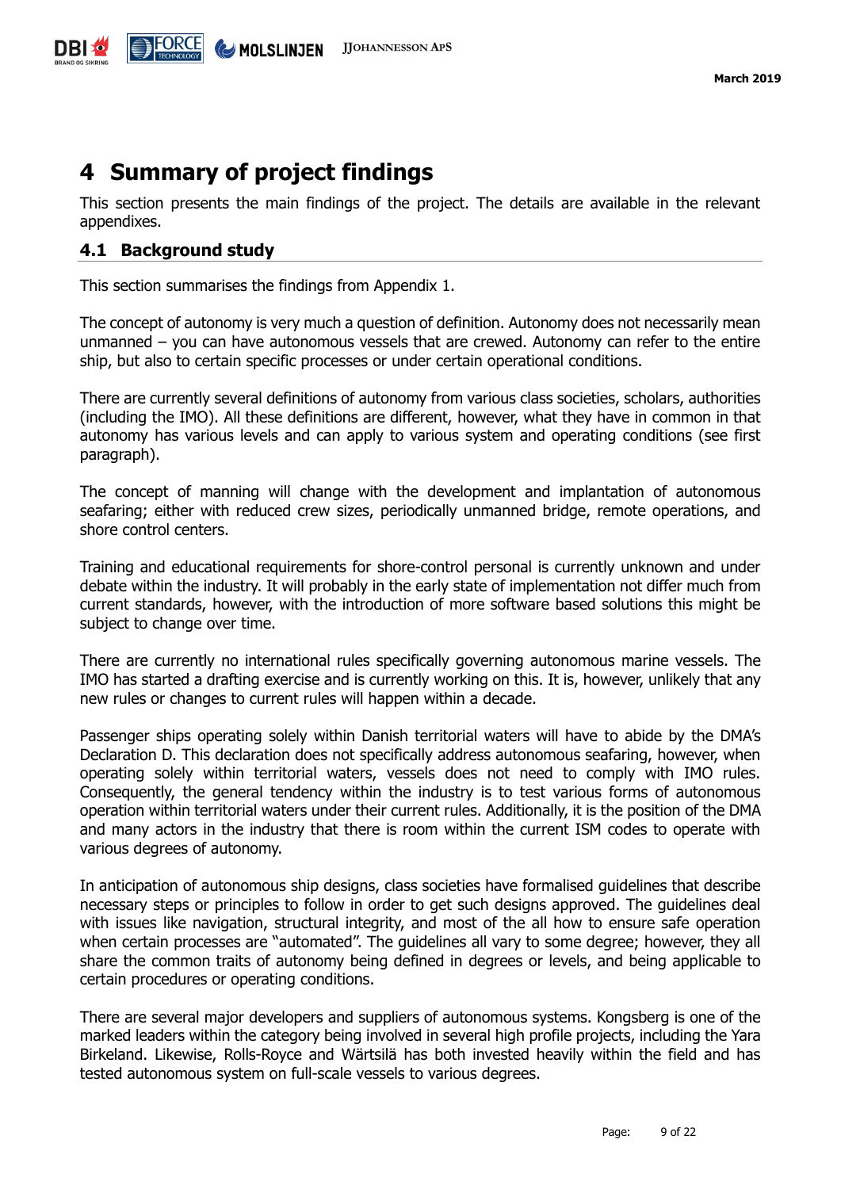# 4 Summary of project findings

This section presents the main findings of the project. The details are available in the relevant appendixes.

## 4.1 Background study

This section summarises the findings from Appendix 1.

The concept of autonomy is very much a question of definition. Autonomy does not necessarily mean unmanned – you can have autonomous vessels that are crewed. Autonomy can refer to the entire ship, but also to certain specific processes or under certain operational conditions.

There are currently several definitions of autonomy from various class societies, scholars, authorities (including the IMO). All these definitions are different, however, what they have in common in that autonomy has various levels and can apply to various system and operating conditions (see first paragraph).

The concept of manning will change with the development and implantation of autonomous seafaring; either with reduced crew sizes, periodically unmanned bridge, remote operations, and shore control centers.

Training and educational requirements for shore-control personal is currently unknown and under debate within the industry. It will probably in the early state of implementation not differ much from current standards, however, with the introduction of more software based solutions this might be subject to change over time.

There are currently no international rules specifically governing autonomous marine vessels. The IMO has started a drafting exercise and is currently working on this. It is, however, unlikely that any new rules or changes to current rules will happen within a decade.

Passenger ships operating solely within Danish territorial waters will have to abide by the DMA's Declaration D. This declaration does not specifically address autonomous seafaring, however, when operating solely within territorial waters, vessels does not need to comply with IMO rules. Consequently, the general tendency within the industry is to test various forms of autonomous operation within territorial waters under their current rules. Additionally, it is the position of the DMA and many actors in the industry that there is room within the current ISM codes to operate with various degrees of autonomy.

In anticipation of autonomous ship designs, class societies have formalised guidelines that describe necessary steps or principles to follow in order to get such designs approved. The guidelines deal with issues like navigation, structural integrity, and most of the all how to ensure safe operation when certain processes are "automated". The guidelines all vary to some degree; however, they all share the common traits of autonomy being defined in degrees or levels, and being applicable to certain procedures or operating conditions.

There are several major developers and suppliers of autonomous systems. Kongsberg is one of the marked leaders within the category being involved in several high profile projects, including the Yara Birkeland. Likewise, Rolls-Royce and Wärtsilä has both invested heavily within the field and has tested autonomous system on full-scale vessels to various degrees.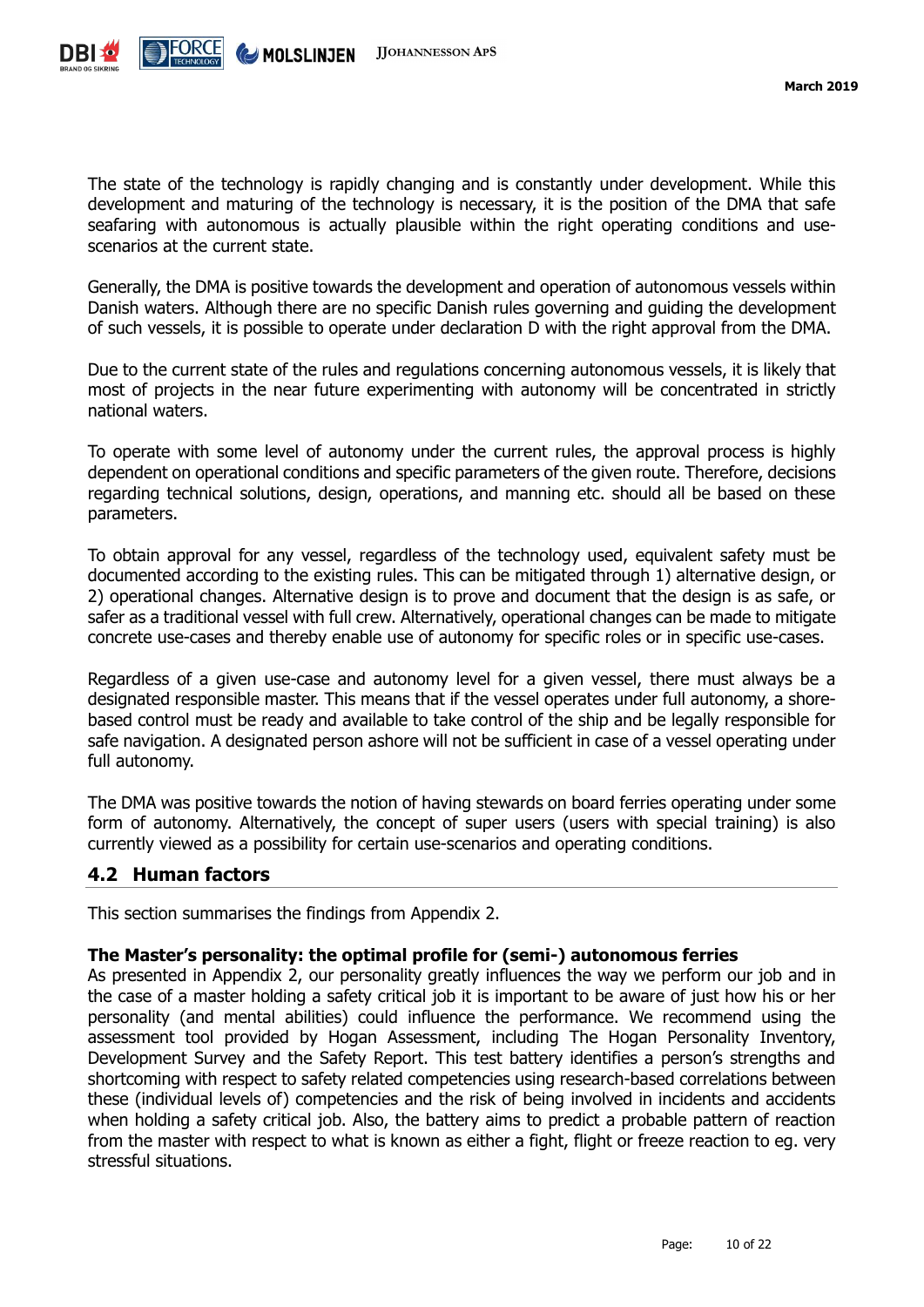The state of the technology is rapidly changing and is constantly under development. While this development and maturing of the technology is necessary, it is the position of the DMA that safe seafaring with autonomous is actually plausible within the right operating conditions and use-scenarios at the current state.

Generally, the DMA is positive towards the development and operation of autonomous vessels within Danish waters. Although there are no specific Danish rules governing and guiding the development of such vessels, it is possible to operate under declaration D with the right approval from the DMA.

Due to the current state of the rules and regulations concerning autonomous vessels, it is likely that most of projects in the near future experimenting with autonomy will be concentrated in strictly national waters.

To operate with some level of autonomy under the current rules, the approval process is highly dependent on operational conditions and specific parameters of the given route. Therefore, decisions regarding technical solutions, design, operations, and manning etc. should all be based on these parameters.

To obtain approval for any vessel, regardless of the technology used, equivalent safety must be documented according to the existing rules. This can be mitigated through 1) alternative design, or 2) operational changes. Alternative design is to prove and document that the design is as safe, or safer as a traditional vessel with full crew. Alternatively, operational changes can be made to mitigate concrete use-cases and thereby enable use of autonomy for specific roles or in specific use-cases.

Regardless of a given use-case and autonomy level for a given vessel, there must always be a designated responsible master. This means that if the vessel operates under full autonomy, a shore-based control must be ready and available to take control of the ship and be legally responsible for safe navigation. A designated person ashore will not be sufficient in case of a vessel operating under full autonomy.

The DMA was positive towards the notion of having stewards on board ferries operating under some form of autonomy. Alternatively, the concept of super users (users with special training) is also currently viewed as a possibility for certain use-scenarios and operating conditions.

## 4.2 Human factors

This section summarises the findings from Appendix 2.

**The Master's personality: the optimal profile for (semi-) autonomous ferries**

As presented in Appendix 2, our personality greatly influences the way we perform our job and in the case of a master holding a safety critical job it is important to be aware of just how his or her personality (and mental abilities) could influence the performance. We recommend using the assessment tool provided by Hogan Assessment, including The Hogan Personality Inventory, Development Survey and the Safety Report. This test battery identifies a person's strengths and shortcoming with respect to safety related competencies using research-based correlations between these (individual levels of) competencies and the risk of being involved in incidents and accidents when holding a safety critical job. Also, the battery aims to predict a probable pattern of reaction from the master with respect to what is known as either a fight, flight or freeze reaction to eg. very stressful situations.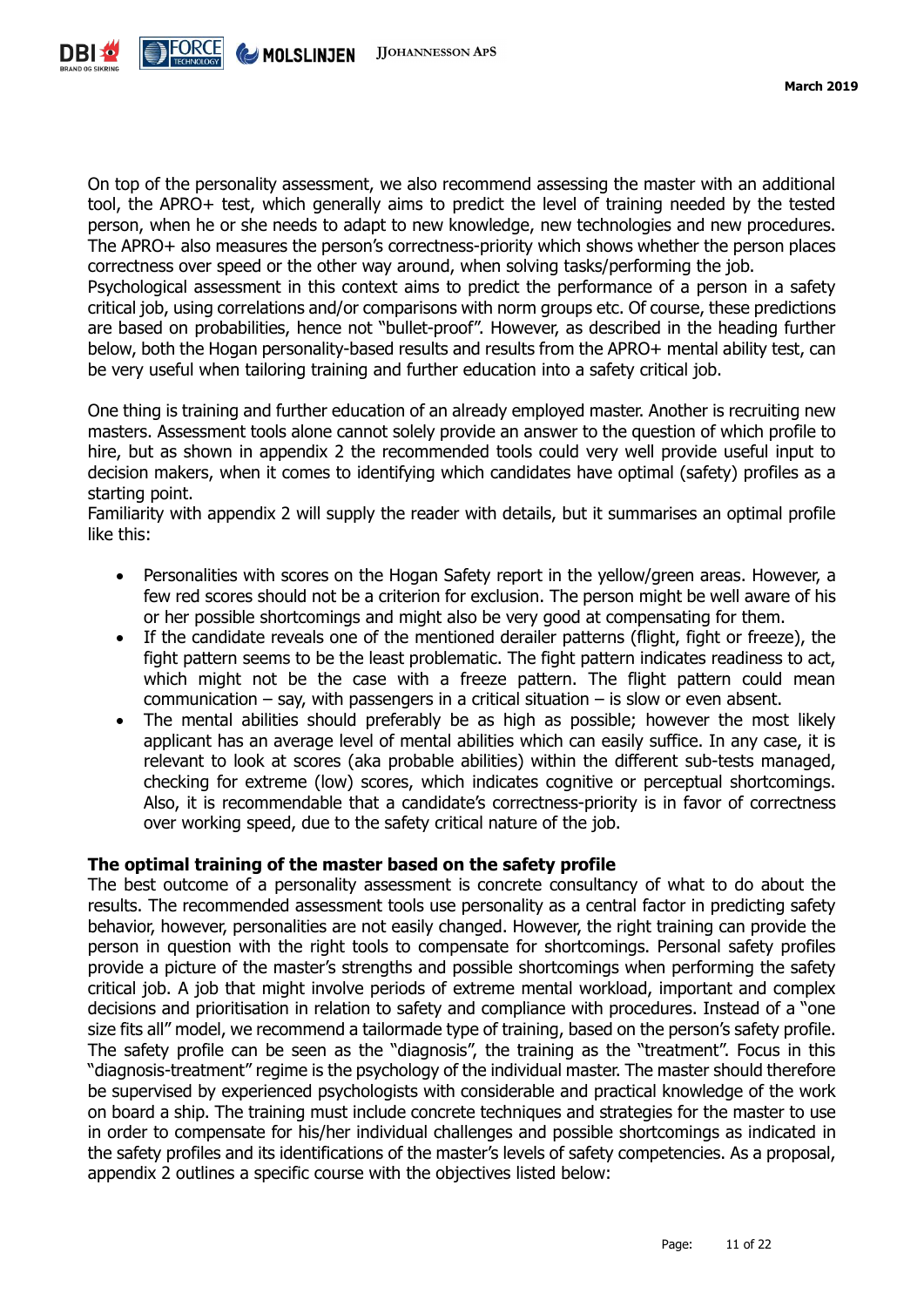On top of the personality assessment, we also recommend assessing the master with an additional tool, the APRO+ test, which generally aims to predict the level of training needed by the tested person, when he or she needs to adapt to new knowledge, new technologies and new procedures. The APRO+ also measures the person's correctness-priority which shows whether the person places correctness over speed or the other way around, when solving tasks/performing the job.
Psychological assessment in this context aims to predict the performance of a person in a safety critical job, using correlations and/or comparisons with norm groups etc. Of course, these predictions are based on probabilities, hence not "bullet-proof". However, as described in the heading further below, both the Hogan personality-based results and results from the APRO+ mental ability test, can be very useful when tailoring training and further education into a safety critical job.

One thing is training and further education of an already employed master. Another is recruiting new masters. Assessment tools alone cannot solely provide an answer to the question of which profile to hire, but as shown in appendix 2 the recommended tools could very well provide useful input to decision makers, when it comes to identifying which candidates have optimal (safety) profiles as a starting point.
Familiarity with appendix 2 will supply the reader with details, but it summarises an optimal profile like this:

- Personalities with scores on the Hogan Safety report in the yellow/green areas. However, a few red scores should not be a criterion for exclusion. The person might be well aware of his or her possible shortcomings and might also be very good at compensating for them.
- If the candidate reveals one of the mentioned derailer patterns (flight, fight or freeze), the fight pattern seems to be the least problematic. The fight pattern indicates readiness to act, which might not be the case with a freeze pattern. The flight pattern could mean communication – say, with passengers in a critical situation – is slow or even absent.
- The mental abilities should preferably be as high as possible; however the most likely applicant has an average level of mental abilities which can easily suffice. In any case, it is relevant to look at scores (aka probable abilities) within the different sub-tests managed, checking for extreme (low) scores, which indicates cognitive or perceptual shortcomings. Also, it is recommendable that a candidate's correctness-priority is in favor of correctness over working speed, due to the safety critical nature of the job.

**The optimal training of the master based on the safety profile**
The best outcome of a personality assessment is concrete consultancy of what to do about the results. The recommended assessment tools use personality as a central factor in predicting safety behavior, however, personalities are not easily changed. However, the right training can provide the person in question with the right tools to compensate for shortcomings. Personal safety profiles provide a picture of the master's strengths and possible shortcomings when performing the safety critical job. A job that might involve periods of extreme mental workload, important and complex decisions and prioritisation in relation to safety and compliance with procedures. Instead of a "one size fits all" model, we recommend a tailormade type of training, based on the person's safety profile. The safety profile can be seen as the "diagnosis", the training as the "treatment". Focus in this "diagnosis-treatment" regime is the psychology of the individual master. The master should therefore be supervised by experienced psychologists with considerable and practical knowledge of the work on board a ship. The training must include concrete techniques and strategies for the master to use in order to compensate for his/her individual challenges and possible shortcomings as indicated in the safety profiles and its identifications of the master's levels of safety competencies. As a proposal, appendix 2 outlines a specific course with the objectives listed below: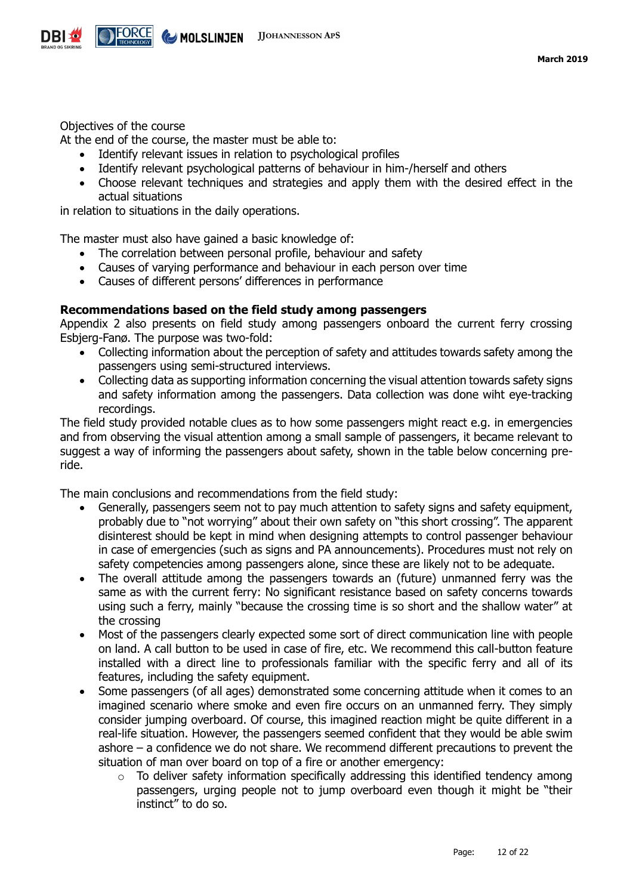Objectives of the course

At the end of the course, the master must be able to:

- Identify relevant issues in relation to psychological profiles
- Identify relevant psychological patterns of behaviour in him-/herself and others
- Choose relevant techniques and strategies and apply them with the desired effect in the actual situations

in relation to situations in the daily operations.

The master must also have gained a basic knowledge of:

- The correlation between personal profile, behaviour and safety
- Causes of varying performance and behaviour in each person over time
- Causes of different persons' differences in performance

**Recommendations based on the field study among passengers**

Appendix 2 also presents on field study among passengers onboard the current ferry crossing Esbjerg-Fanø. The purpose was two-fold:

- Collecting information about the perception of safety and attitudes towards safety among the passengers using semi-structured interviews.
- Collecting data as supporting information concerning the visual attention towards safety signs and safety information among the passengers. Data collection was done wiht eye-tracking recordings.

The field study provided notable clues as to how some passengers might react e.g. in emergencies and from observing the visual attention among a small sample of passengers, it became relevant to suggest a way of informing the passengers about safety, shown in the table below concerning pre-ride.

The main conclusions and recommendations from the field study:

- Generally, passengers seem not to pay much attention to safety signs and safety equipment, probably due to "not worrying" about their own safety on "this short crossing". The apparent disinterest should be kept in mind when designing attempts to control passenger behaviour in case of emergencies (such as signs and PA announcements). Procedures must not rely on safety competencies among passengers alone, since these are likely not to be adequate.
- The overall attitude among the passengers towards an (future) unmanned ferry was the same as with the current ferry: No significant resistance based on safety concerns towards using such a ferry, mainly "because the crossing time is so short and the shallow water" at the crossing
- Most of the passengers clearly expected some sort of direct communication line with people on land. A call button to be used in case of fire, etc. We recommend this call-button feature installed with a direct line to professionals familiar with the specific ferry and all of its features, including the safety equipment.
- Some passengers (of all ages) demonstrated some concerning attitude when it comes to an imagined scenario where smoke and even fire occurs on an unmanned ferry. They simply consider jumping overboard. Of course, this imagined reaction might be quite different in a real-life situation. However, the passengers seemed confident that they would be able swim ashore – a confidence we do not share. We recommend different precautions to prevent the situation of man over board on top of a fire or another emergency:
    - To deliver safety information specifically addressing this identified tendency among passengers, urging people not to jump overboard even though it might be "their instinct" to do so.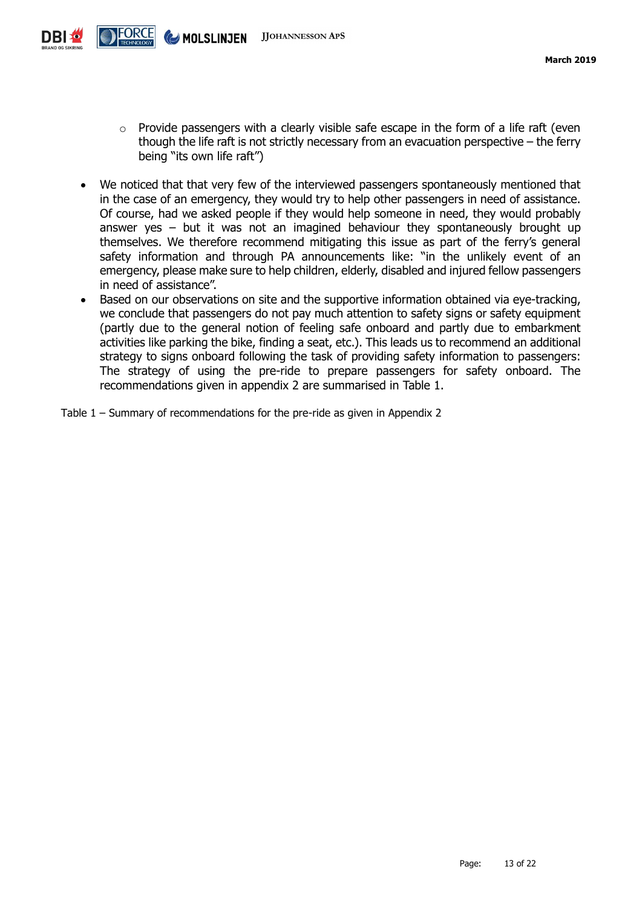- Provide passengers with a clearly visible safe escape in the form of a life raft (even though the life raft is not strictly necessary from an evacuation perspective – the ferry being "its own life raft")

- We noticed that that very few of the interviewed passengers spontaneously mentioned that in the case of an emergency, they would try to help other passengers in need of assistance. Of course, had we asked people if they would help someone in need, they would probably answer yes – but it was not an imagined behaviour they spontaneously brought up themselves. We therefore recommend mitigating this issue as part of the ferry's general safety information and through PA announcements like: "in the unlikely event of an emergency, please make sure to help children, elderly, disabled and injured fellow passengers in need of assistance".
- Based on our observations on site and the supportive information obtained via eye-tracking, we conclude that passengers do not pay much attention to safety signs or safety equipment (partly due to the general notion of feeling safe onboard and partly due to embarkment activities like parking the bike, finding a seat, etc.). This leads us to recommend an additional strategy to signs onboard following the task of providing safety information to passengers: The strategy of using the pre-ride to prepare passengers for safety onboard. The recommendations given in appendix 2 are summarised in Table 1.

Table 1 – Summary of recommendations for the pre-ride as given in Appendix 2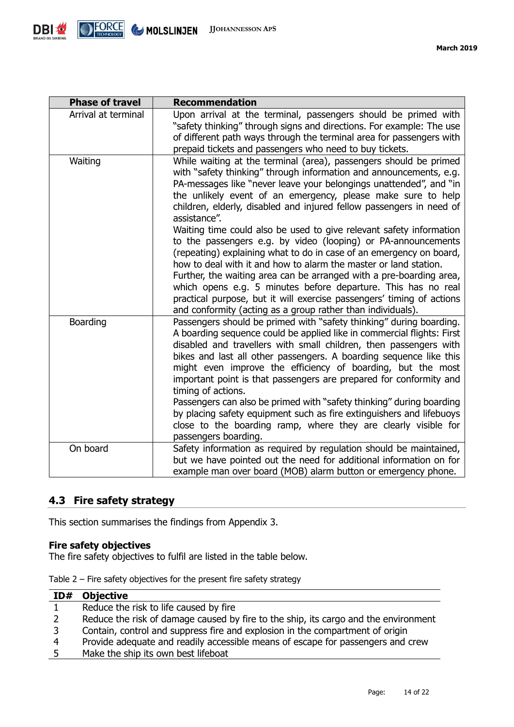| Phase of travel | Recommendation |
|---|---|
| Arrival at terminal | Upon arrival at the terminal, passengers should be primed with "safety thinking" through signs and directions. For example: The use of different path ways through the terminal area for passengers with prepaid tickets and passengers who need to buy tickets. |
| Waiting | While waiting at the terminal (area), passengers should be primed with "safety thinking" through information and announcements, e.g. PA-messages like "never leave your belongings unattended", and "in the unlikely event of an emergency, please make sure to help children, elderly, disabled and injured fellow passengers in need of assistance".<br>Waiting time could also be used to give relevant safety information to the passengers e.g. by video (looping) or PA-announcements (repeating) explaining what to do in case of an emergency on board, how to deal with it and how to alarm the master or land station.<br>Further, the waiting area can be arranged with a pre-boarding area, which opens e.g. 5 minutes before departure. This has no real practical purpose, but it will exercise passengers' timing of actions and conformity (acting as a group rather than individuals). |
| Boarding | Passengers should be primed with "safety thinking" during boarding. A boarding sequence could be applied like in commercial flights: First disabled and travellers with small children, then passengers with bikes and last all other passengers. A boarding sequence like this might even improve the efficiency of boarding, but the most important point is that passengers are prepared for conformity and timing of actions.<br>Passengers can also be primed with "safety thinking" during boarding by placing safety equipment such as fire extinguishers and lifebuoys close to the boarding ramp, where they are clearly visible for passengers boarding. |
| On board | Safety information as required by regulation should be maintained, but we have pointed out the need for additional information on for example man over board (MOB) alarm button or emergency phone. |

## 4.3 Fire safety strategy

This section summarises the findings from Appendix 3.

**Fire safety objectives**
The fire safety objectives to fulfil are listed in the table below.

Table 2 – Fire safety objectives for the present fire safety strategy

| ID# | Objective |
|---|---|
| 1 | Reduce the risk to life caused by fire |
| 2 | Reduce the risk of damage caused by fire to the ship, its cargo and the environment |
| 3 | Contain, control and suppress fire and explosion in the compartment of origin |
| 4 | Provide adequate and readily accessible means of escape for passengers and crew |
| 5 | Make the ship its own best lifeboat |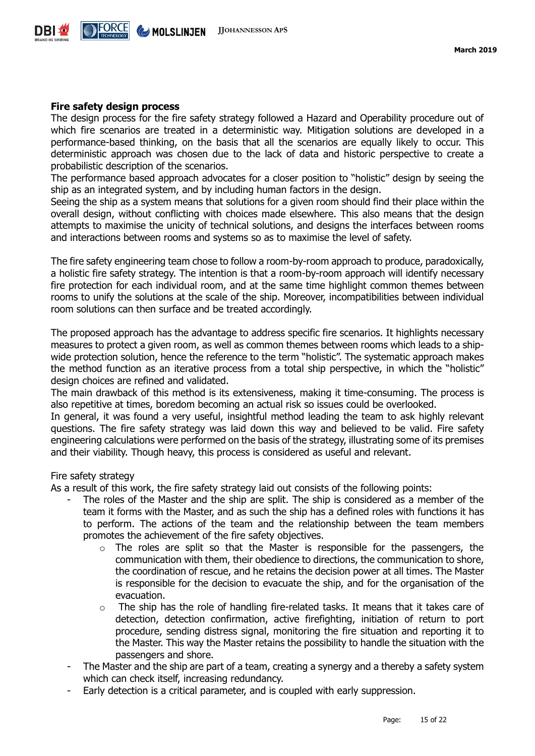## Fire safety design process

The design process for the fire safety strategy followed a Hazard and Operability procedure out of which fire scenarios are treated in a deterministic way. Mitigation solutions are developed in a performance-based thinking, on the basis that all the scenarios are equally likely to occur. This deterministic approach was chosen due to the lack of data and historic perspective to create a probabilistic description of the scenarios.

The performance based approach advocates for a closer position to "holistic" design by seeing the ship as an integrated system, and by including human factors in the design.

Seeing the ship as a system means that solutions for a given room should find their place within the overall design, without conflicting with choices made elsewhere. This also means that the design attempts to maximise the unicity of technical solutions, and designs the interfaces between rooms and interactions between rooms and systems so as to maximise the level of safety.

The fire safety engineering team chose to follow a room-by-room approach to produce, paradoxically, a holistic fire safety strategy. The intention is that a room-by-room approach will identify necessary fire protection for each individual room, and at the same time highlight common themes between rooms to unify the solutions at the scale of the ship. Moreover, incompatibilities between individual room solutions can then surface and be treated accordingly.

The proposed approach has the advantage to address specific fire scenarios. It highlights necessary measures to protect a given room, as well as common themes between rooms which leads to a ship-wide protection solution, hence the reference to the term "holistic". The systematic approach makes the method function as an iterative process from a total ship perspective, in which the "holistic" design choices are refined and validated.

The main drawback of this method is its extensiveness, making it time-consuming. The process is also repetitive at times, boredom becoming an actual risk so issues could be overlooked.

In general, it was found a very useful, insightful method leading the team to ask highly relevant questions. The fire safety strategy was laid down this way and believed to be valid. Fire safety engineering calculations were performed on the basis of the strategy, illustrating some of its premises and their viability. Though heavy, this process is considered as useful and relevant.

Fire safety strategy

As a result of this work, the fire safety strategy laid out consists of the following points:

- The roles of the Master and the ship are split. The ship is considered as a member of the team it forms with the Master, and as such the ship has a defined roles with functions it has to perform. The actions of the team and the relationship between the team members promotes the achievement of the fire safety objectives.
  - The roles are split so that the Master is responsible for the passengers, the communication with them, their obedience to directions, the communication to shore, the coordination of rescue, and he retains the decision power at all times. The Master is responsible for the decision to evacuate the ship, and for the organisation of the evacuation.
  - The ship has the role of handling fire-related tasks. It means that it takes care of detection, detection confirmation, active firefighting, initiation of return to port procedure, sending distress signal, monitoring the fire situation and reporting it to the Master. This way the Master retains the possibility to handle the situation with the passengers and shore.
- The Master and the ship are part of a team, creating a synergy and a thereby a safety system which can check itself, increasing redundancy.
- Early detection is a critical parameter, and is coupled with early suppression.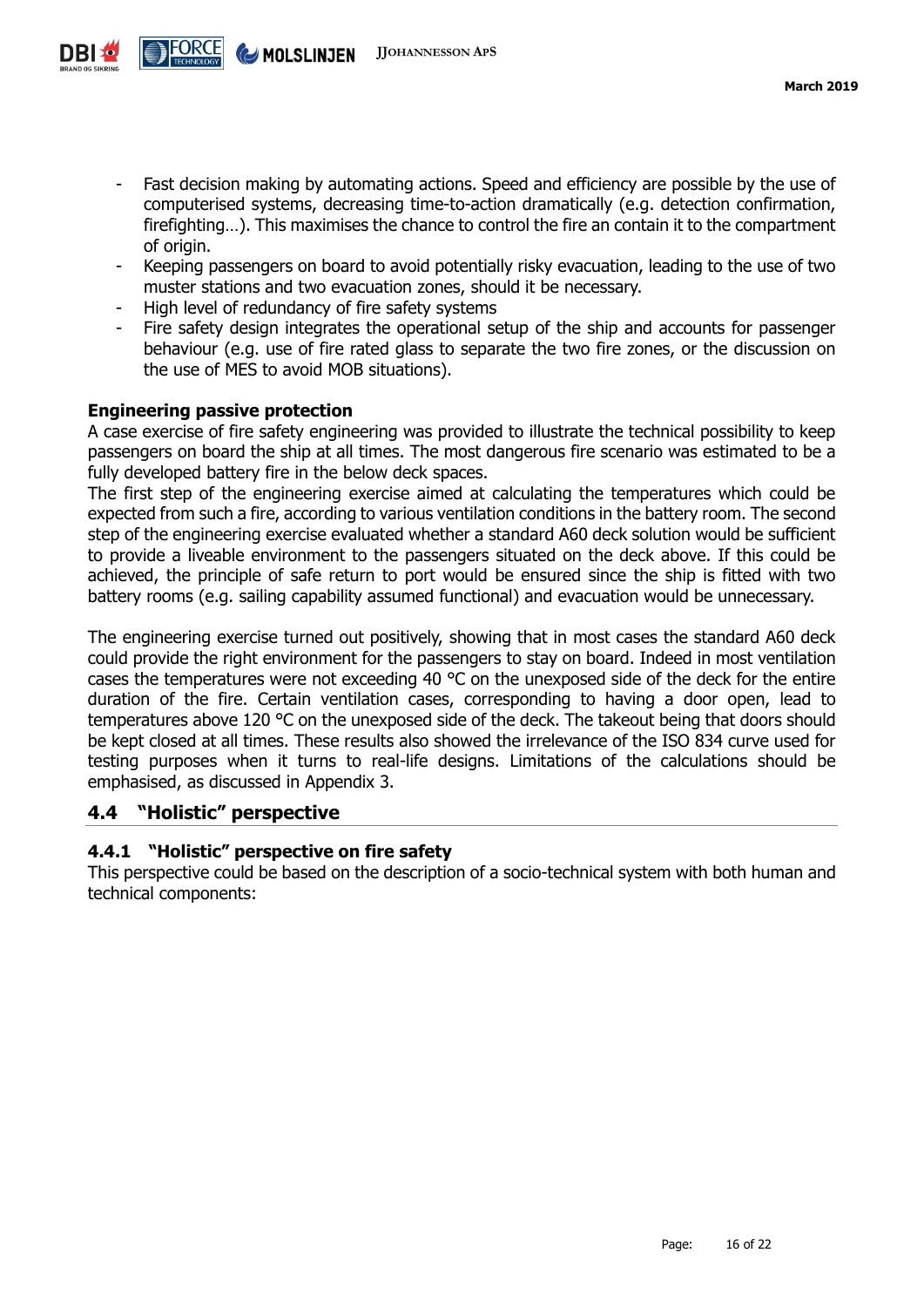- Fast decision making by automating actions. Speed and efficiency are possible by the use of computerised systems, decreasing time-to-action dramatically (e.g. detection confirmation, firefighting…). This maximises the chance to control the fire an contain it to the compartment of origin.
- Keeping passengers on board to avoid potentially risky evacuation, leading to the use of two muster stations and two evacuation zones, should it be necessary.
- High level of redundancy of fire safety systems
- Fire safety design integrates the operational setup of the ship and accounts for passenger behaviour (e.g. use of fire rated glass to separate the two fire zones, or the discussion on the use of MES to avoid MOB situations).

**Engineering passive protection**

A case exercise of fire safety engineering was provided to illustrate the technical possibility to keep passengers on board the ship at all times. The most dangerous fire scenario was estimated to be a fully developed battery fire in the below deck spaces.

The first step of the engineering exercise aimed at calculating the temperatures which could be expected from such a fire, according to various ventilation conditions in the battery room. The second step of the engineering exercise evaluated whether a standard A60 deck solution would be sufficient to provide a liveable environment to the passengers situated on the deck above. If this could be achieved, the principle of safe return to port would be ensured since the ship is fitted with two battery rooms (e.g. sailing capability assumed functional) and evacuation would be unnecessary.

The engineering exercise turned out positively, showing that in most cases the standard A60 deck could provide the right environment for the passengers to stay on board. Indeed in most ventilation cases the temperatures were not exceeding 40 °C on the unexposed side of the deck for the entire duration of the fire. Certain ventilation cases, corresponding to having a door open, lead to temperatures above 120 °C on the unexposed side of the deck. The takeout being that doors should be kept closed at all times. These results also showed the irrelevance of the ISO 834 curve used for testing purposes when it turns to real-life designs. Limitations of the calculations should be emphasised, as discussed in Appendix 3.

## 4.4 "Holistic" perspective

### 4.4.1 "Holistic" perspective on fire safety

This perspective could be based on the description of a socio-technical system with both human and technical components: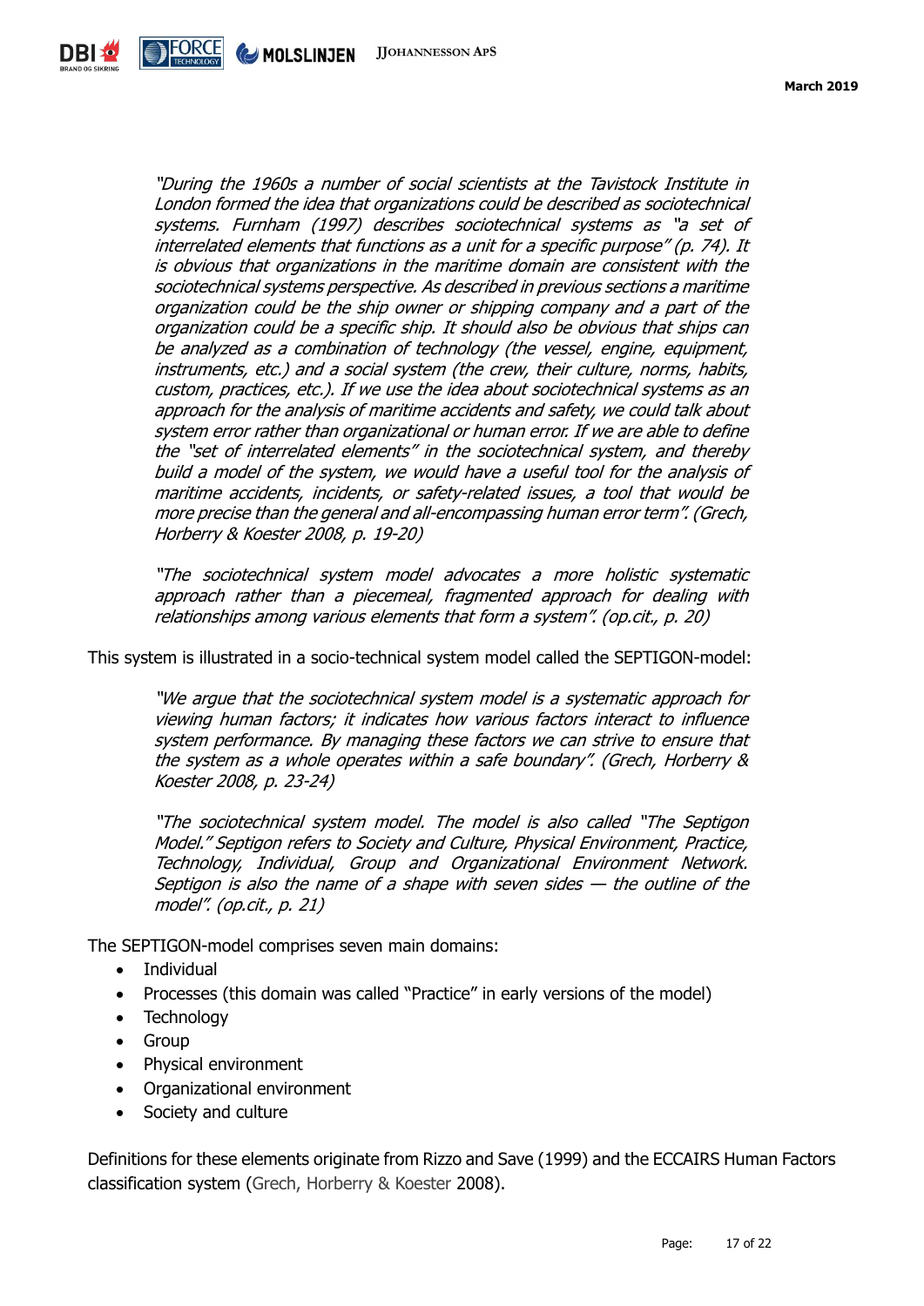> *"During the 1960s a number of social scientists at the Tavistock Institute in London formed the idea that organizations could be described as sociotechnical systems. Furnham (1997) describes sociotechnical systems as "a set of interrelated elements that functions as a unit for a specific purpose" (p. 74). It is obvious that organizations in the maritime domain are consistent with the sociotechnical systems perspective. As described in previous sections a maritime organization could be the ship owner or shipping company and a part of the organization could be a specific ship. It should also be obvious that ships can be analyzed as a combination of technology (the vessel, engine, equipment, instruments, etc.) and a social system (the crew, their culture, norms, habits, custom, practices, etc.). If we use the idea about sociotechnical systems as an approach for the analysis of maritime accidents and safety, we could talk about system error rather than organizational or human error. If we are able to define the "set of interrelated elements" in the sociotechnical system, and thereby build a model of the system, we would have a useful tool for the analysis of maritime accidents, incidents, or safety-related issues, a tool that would be more precise than the general and all-encompassing human error term". (Grech, Horberry & Koester 2008, p. 19-20)*

> *"The sociotechnical system model advocates a more holistic systematic approach rather than a piecemeal, fragmented approach for dealing with relationships among various elements that form a system". (op.cit., p. 20)*

This system is illustrated in a socio-technical system model called the SEPTIGON-model:

> *"We argue that the sociotechnical system model is a systematic approach for viewing human factors; it indicates how various factors interact to influence system performance. By managing these factors we can strive to ensure that the system as a whole operates within a safe boundary". (Grech, Horberry & Koester 2008, p. 23-24)*

> *"The sociotechnical system model. The model is also called "The Septigon Model." Septigon refers to Society and Culture, Physical Environment, Practice, Technology, Individual, Group and Organizational Environment Network. Septigon is also the name of a shape with seven sides — the outline of the model". (op.cit., p. 21)*

The SEPTIGON-model comprises seven main domains:

- Individual
- Processes (this domain was called "Practice" in early versions of the model)
- Technology
- Group
- Physical environment
- Organizational environment
- Society and culture

Definitions for these elements originate from Rizzo and Save (1999) and the ECCAIRS Human Factors classification system (Grech, Horberry & Koester 2008).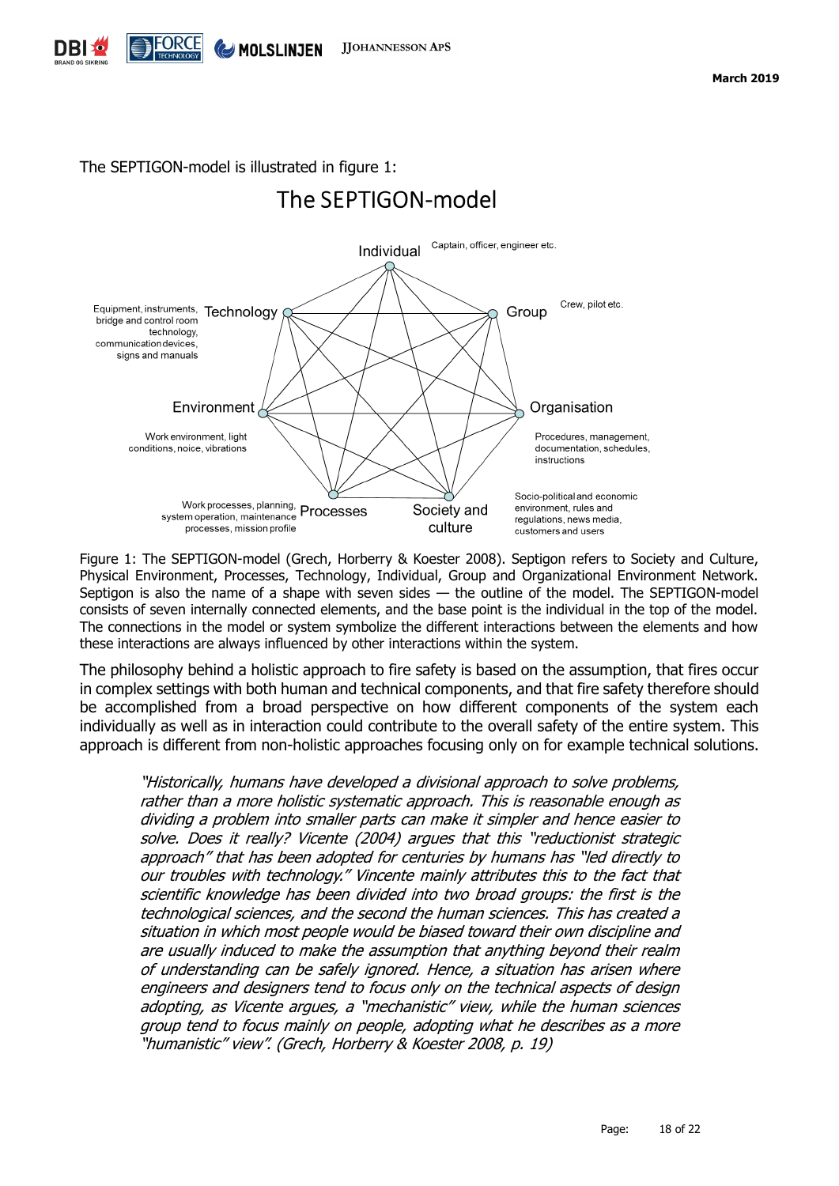The SEPTIGON-model is illustrated in figure 1:

## The SEPTIGON-model

Individual — Captain, officer, engineer etc.

Group — Crew, pilot etc.

Organisation — Procedures, management, documentation, schedules, instructions

Society and culture — Socio-political and economic environment, rules and regulations, news media, customers and users

Processes — Work processes, planning, system operation, maintenance processes, mission profile

Environment — Work environment, light conditions, noice, vibrations

Technology — Equipment, instruments, bridge and control room technology, communication devices, signs and manuals

Figure 1: The SEPTIGON-model (Grech, Horberry & Koester 2008). Septigon refers to Society and Culture, Physical Environment, Processes, Technology, Individual, Group and Organizational Environment Network. Septigon is also the name of a shape with seven sides — the outline of the model. The SEPTIGON-model consists of seven internally connected elements, and the base point is the individual in the top of the model. The connections in the model or system symbolize the different interactions between the elements and how these interactions are always influenced by other interactions within the system.

The philosophy behind a holistic approach to fire safety is based on the assumption, that fires occur in complex settings with both human and technical components, and that fire safety therefore should be accomplished from a broad perspective on how different components of the system each individually as well as in interaction could contribute to the overall safety of the entire system. This approach is different from non-holistic approaches focusing only on for example technical solutions.

> *"Historically, humans have developed a divisional approach to solve problems, rather than a more holistic systematic approach. This is reasonable enough as dividing a problem into smaller parts can make it simpler and hence easier to solve. Does it really? Vicente (2004) argues that this "reductionist strategic approach" that has been adopted for centuries by humans has "led directly to our troubles with technology." Vincente mainly attributes this to the fact that scientific knowledge has been divided into two broad groups: the first is the technological sciences, and the second the human sciences. This has created a situation in which most people would be biased toward their own discipline and are usually induced to make the assumption that anything beyond their realm of understanding can be safely ignored. Hence, a situation has arisen where engineers and designers tend to focus only on the technical aspects of design adopting, as Vicente argues, a "mechanistic" view, while the human sciences group tend to focus mainly on people, adopting what he describes as a more "humanistic" view". (Grech, Horberry & Koester 2008, p. 19)*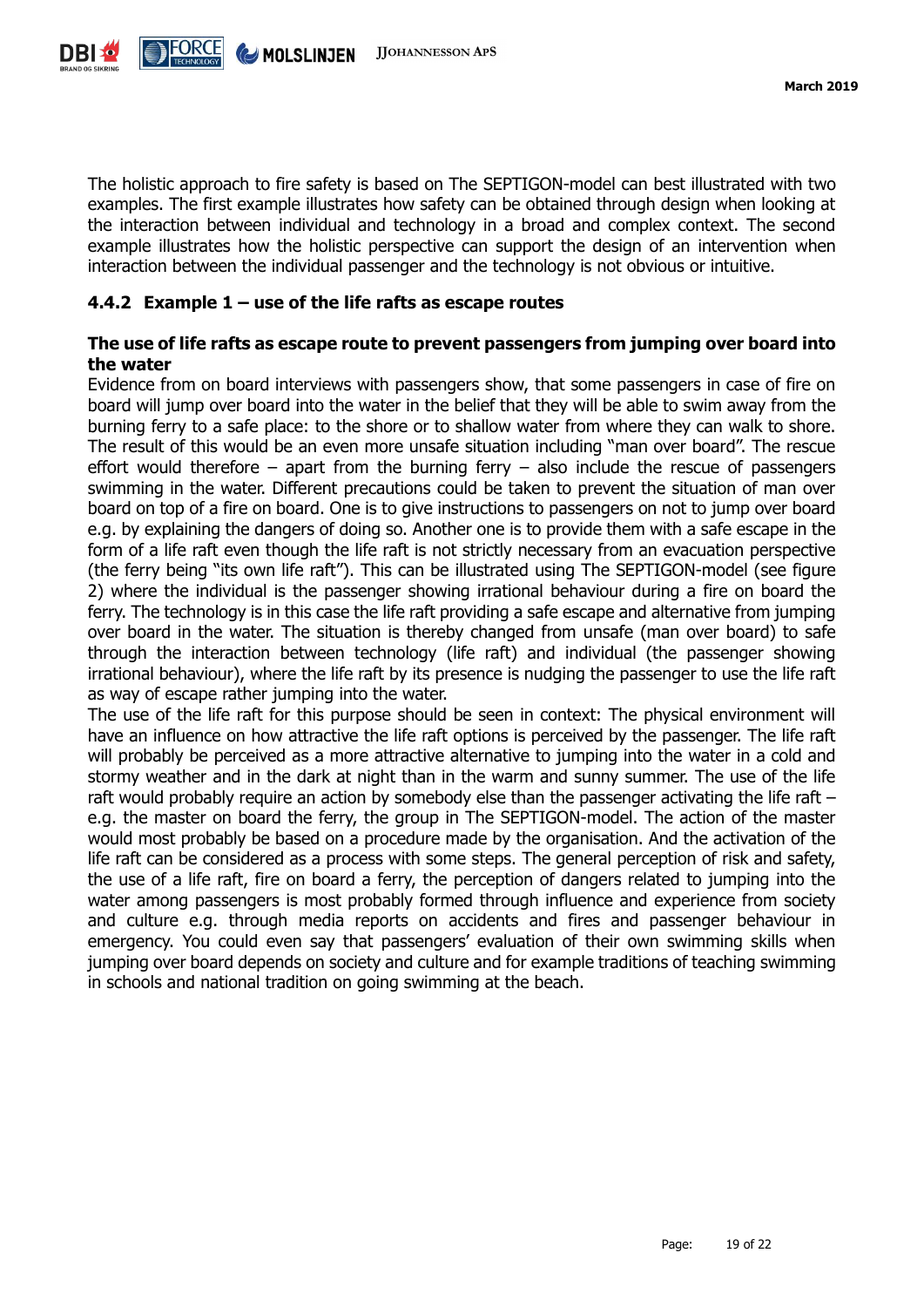The holistic approach to fire safety is based on The SEPTIGON-model can best illustrated with two examples. The first example illustrates how safety can be obtained through design when looking at the interaction between individual and technology in a broad and complex context. The second example illustrates how the holistic perspective can support the design of an intervention when interaction between the individual passenger and the technology is not obvious or intuitive.

### 4.4.2 Example 1 – use of the life rafts as escape routes

**The use of life rafts as escape route to prevent passengers from jumping over board into the water**

Evidence from on board interviews with passengers show, that some passengers in case of fire on board will jump over board into the water in the belief that they will be able to swim away from the burning ferry to a safe place: to the shore or to shallow water from where they can walk to shore. The result of this would be an even more unsafe situation including "man over board". The rescue effort would therefore – apart from the burning ferry – also include the rescue of passengers swimming in the water. Different precautions could be taken to prevent the situation of man over board on top of a fire on board. One is to give instructions to passengers on not to jump over board e.g. by explaining the dangers of doing so. Another one is to provide them with a safe escape in the form of a life raft even though the life raft is not strictly necessary from an evacuation perspective (the ferry being "its own life raft"). This can be illustrated using The SEPTIGON-model (see figure 2) where the individual is the passenger showing irrational behaviour during a fire on board the ferry. The technology is in this case the life raft providing a safe escape and alternative from jumping over board in the water. The situation is thereby changed from unsafe (man over board) to safe through the interaction between technology (life raft) and individual (the passenger showing irrational behaviour), where the life raft by its presence is nudging the passenger to use the life raft as way of escape rather jumping into the water.

The use of the life raft for this purpose should be seen in context: The physical environment will have an influence on how attractive the life raft options is perceived by the passenger. The life raft will probably be perceived as a more attractive alternative to jumping into the water in a cold and stormy weather and in the dark at night than in the warm and sunny summer. The use of the life raft would probably require an action by somebody else than the passenger activating the life raft – e.g. the master on board the ferry, the group in The SEPTIGON-model. The action of the master would most probably be based on a procedure made by the organisation. And the activation of the life raft can be considered as a process with some steps. The general perception of risk and safety, the use of a life raft, fire on board a ferry, the perception of dangers related to jumping into the water among passengers is most probably formed through influence and experience from society and culture e.g. through media reports on accidents and fires and passenger behaviour in emergency. You could even say that passengers' evaluation of their own swimming skills when jumping over board depends on society and culture and for example traditions of teaching swimming in schools and national tradition on going swimming at the beach.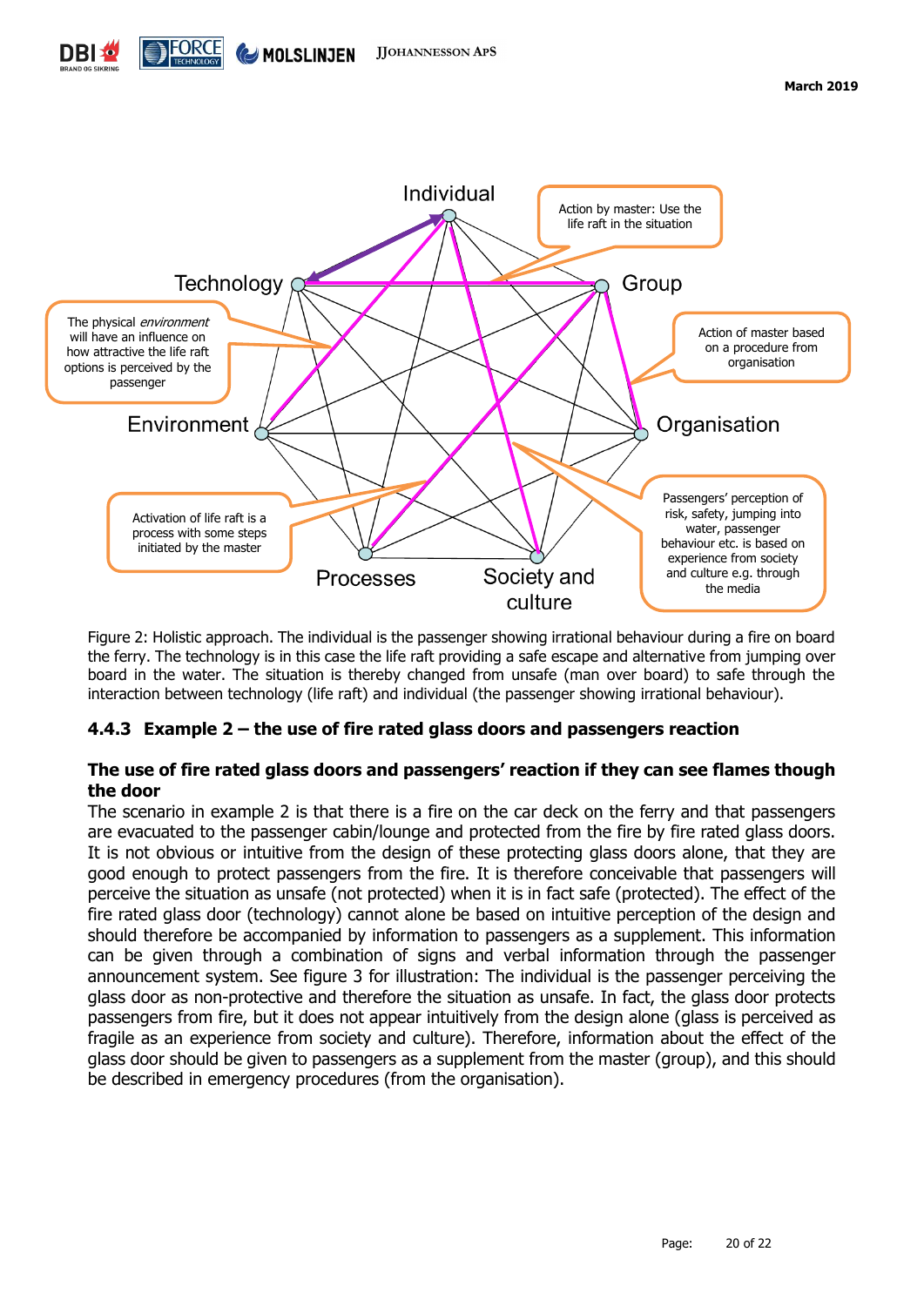Figure 2: Holistic approach. The individual is the passenger showing irrational behaviour during a fire on board the ferry. The technology is in this case the life raft providing a safe escape and alternative from jumping over board in the water. The situation is thereby changed from unsafe (man over board) to safe through the interaction between technology (life raft) and individual (the passenger showing irrational behaviour).

### 4.4.3 Example 2 – the use of fire rated glass doors and passengers reaction

**The use of fire rated glass doors and passengers' reaction if they can see flames though the door**

The scenario in example 2 is that there is a fire on the car deck on the ferry and that passengers are evacuated to the passenger cabin/lounge and protected from the fire by fire rated glass doors. It is not obvious or intuitive from the design of these protecting glass doors alone, that they are good enough to protect passengers from the fire. It is therefore conceivable that passengers will perceive the situation as unsafe (not protected) when it is in fact safe (protected). The effect of the fire rated glass door (technology) cannot alone be based on intuitive perception of the design and should therefore be accompanied by information to passengers as a supplement. This information can be given through a combination of signs and verbal information through the passenger announcement system. See figure 3 for illustration: The individual is the passenger perceiving the glass door as non-protective and therefore the situation as unsafe. In fact, the glass door protects passengers from fire, but it does not appear intuitively from the design alone (glass is perceived as fragile as an experience from society and culture). Therefore, information about the effect of the glass door should be given to passengers as a supplement from the master (group), and this should be described in emergency procedures (from the organisation).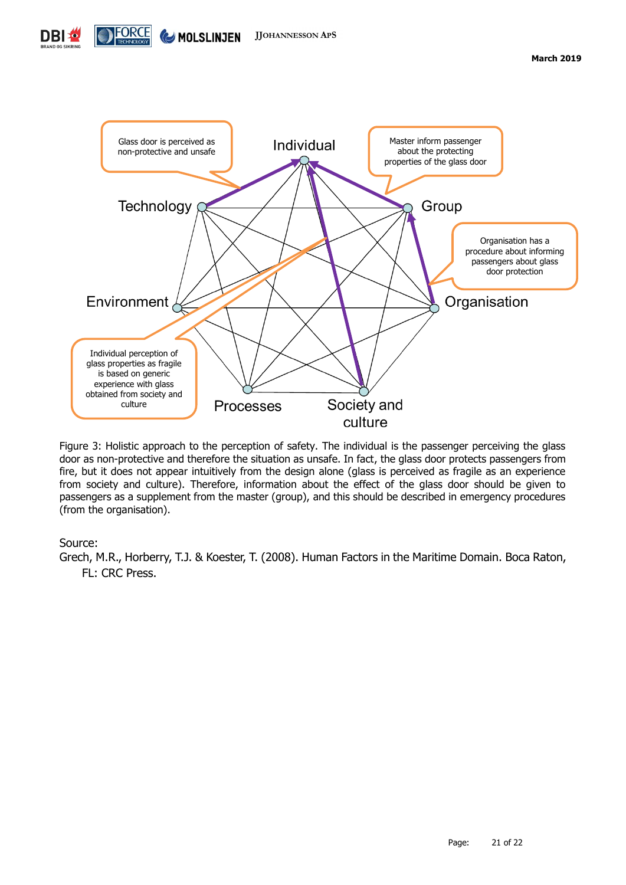Figure 3: Holistic approach to the perception of safety. The individual is the passenger perceiving the glass door as non-protective and therefore the situation as unsafe. In fact, the glass door protects passengers from fire, but it does not appear intuitively from the design alone (glass is perceived as fragile as an experience from society and culture). Therefore, information about the effect of the glass door should be given to passengers as a supplement from the master (group), and this should be described in emergency procedures (from the organisation).

Source:

Grech, M.R., Horberry, T.J. & Koester, T. (2008). Human Factors in the Maritime Domain. Boca Raton, FL: CRC Press.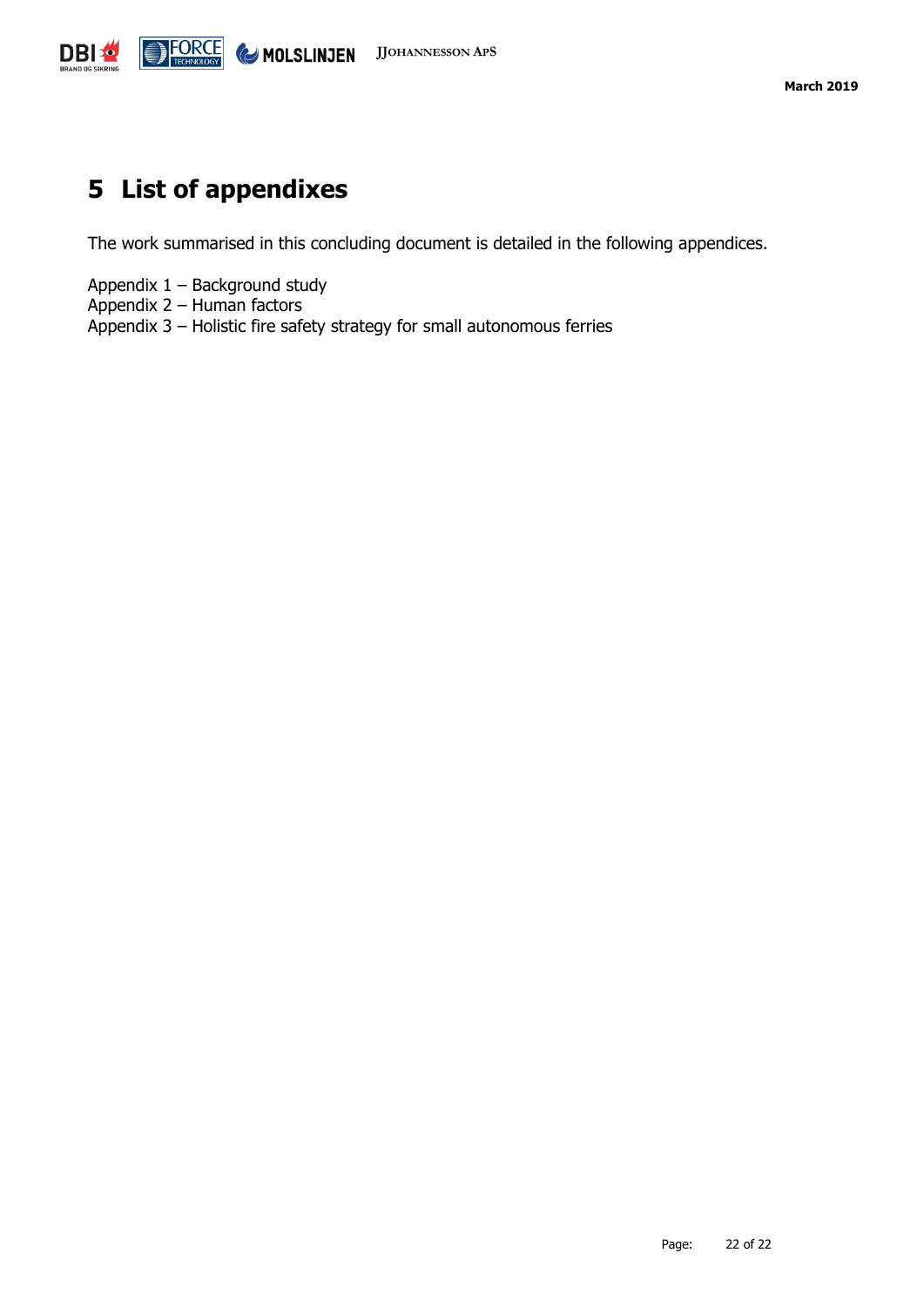# 5 List of appendixes

The work summarised in this concluding document is detailed in the following appendices.

Appendix 1 – Background study
Appendix 2 – Human factors
Appendix 3 – Holistic fire safety strategy for small autonomous ferries